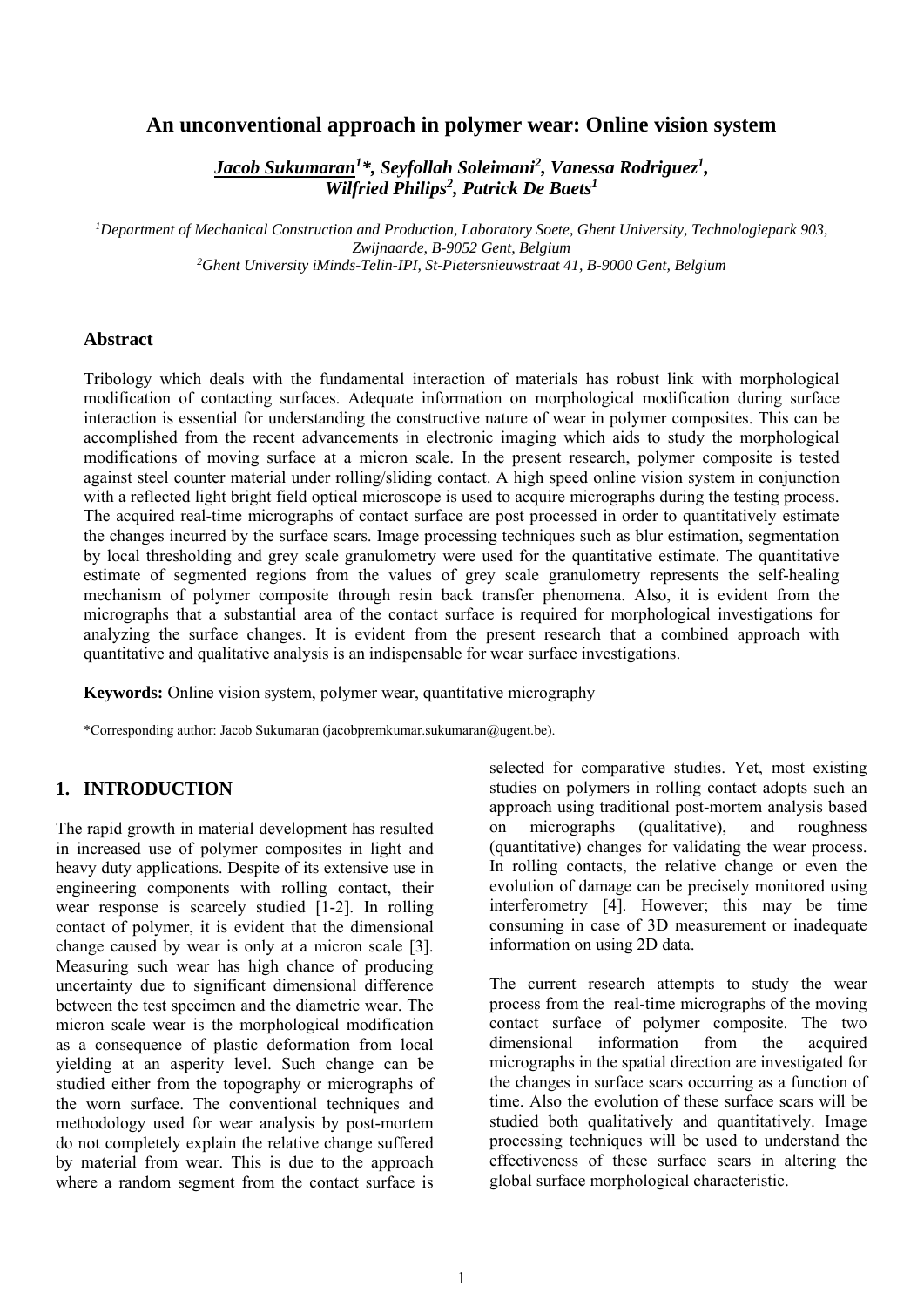# An unconventional approach in polymer wear: Online vision system

***Jacob Sukumaran[1]\*, Seyfollah Soleimani[2], Vanessa Rodriguez[1], Wilfried Philips[2], Patrick De Baets[1]***

[1] *Department of Mechanical Construction and Production, Laboratory Soete, Ghent University, Technologiepark 903, Zwijnaarde, B-9052 Gent, Belgium*
[2] *Ghent University iMinds-Telin-IPI, St-Pietersnieuwstraat 41, B-9000 Gent, Belgium*

## Abstract

Tribology which deals with the fundamental interaction of materials has robust link with morphological modification of contacting surfaces. Adequate information on morphological modification during surface interaction is essential for understanding the constructive nature of wear in polymer composites. This can be accomplished from the recent advancements in electronic imaging which aids to study the morphological modifications of moving surface at a micron scale. In the present research, polymer composite is tested against steel counter material under rolling/sliding contact. A high speed online vision system in conjunction with a reflected light bright field optical microscope is used to acquire micrographs during the testing process. The acquired real-time micrographs of contact surface are post processed in order to quantitatively estimate the changes incurred by the surface scars. Image processing techniques such as blur estimation, segmentation by local thresholding and grey scale granulometry were used for the quantitative estimate. The quantitative estimate of segmented regions from the values of grey scale granulometry represents the self-healing mechanism of polymer composite through resin back transfer phenomena. Also, it is evident from the micrographs that a substantial area of the contact surface is required for morphological investigations for analyzing the surface changes. It is evident from the present research that a combined approach with quantitative and qualitative analysis is an indispensable for wear surface investigations.

**Keywords:** Online vision system, polymer wear, quantitative micrography

*Corresponding author: Jacob Sukumaran (jacobpremkumar.sukumaran@ugent.be).

## 1. INTRODUCTION

The rapid growth in material development has resulted in increased use of polymer composites in light and heavy duty applications. Despite of its extensive use in engineering components with rolling contact, their wear response is scarcely studied [1-2]. In rolling contact of polymer, it is evident that the dimensional change caused by wear is only at a micron scale [3]. Measuring such wear has high chance of producing uncertainty due to significant dimensional difference between the test specimen and the diametric wear. The micron scale wear is the morphological modification as a consequence of plastic deformation from local yielding at an asperity level. Such change can be studied either from the topography or micrographs of the worn surface. The conventional techniques and methodology used for wear analysis by post-mortem do not completely explain the relative change suffered by material from wear. This is due to the approach where a random segment from the contact surface is selected for comparative studies. Yet, most existing studies on polymers in rolling contact adopts such an approach using traditional post-mortem analysis based on micrographs (qualitative), and roughness (quantitative) changes for validating the wear process. In rolling contacts, the relative change or even the evolution of damage can be precisely monitored using interferometry [4]. However; this may be time consuming in case of 3D measurement or inadequate information on using 2D data.

The current research attempts to study the wear process from the real-time micrographs of the moving contact surface of polymer composite. The two dimensional information from the acquired micrographs in the spatial direction are investigated for the changes in surface scars occurring as a function of time. Also the evolution of these surface scars will be studied both qualitatively and quantitatively. Image processing techniques will be used to understand the effectiveness of these surface scars in altering the global surface morphological characteristic.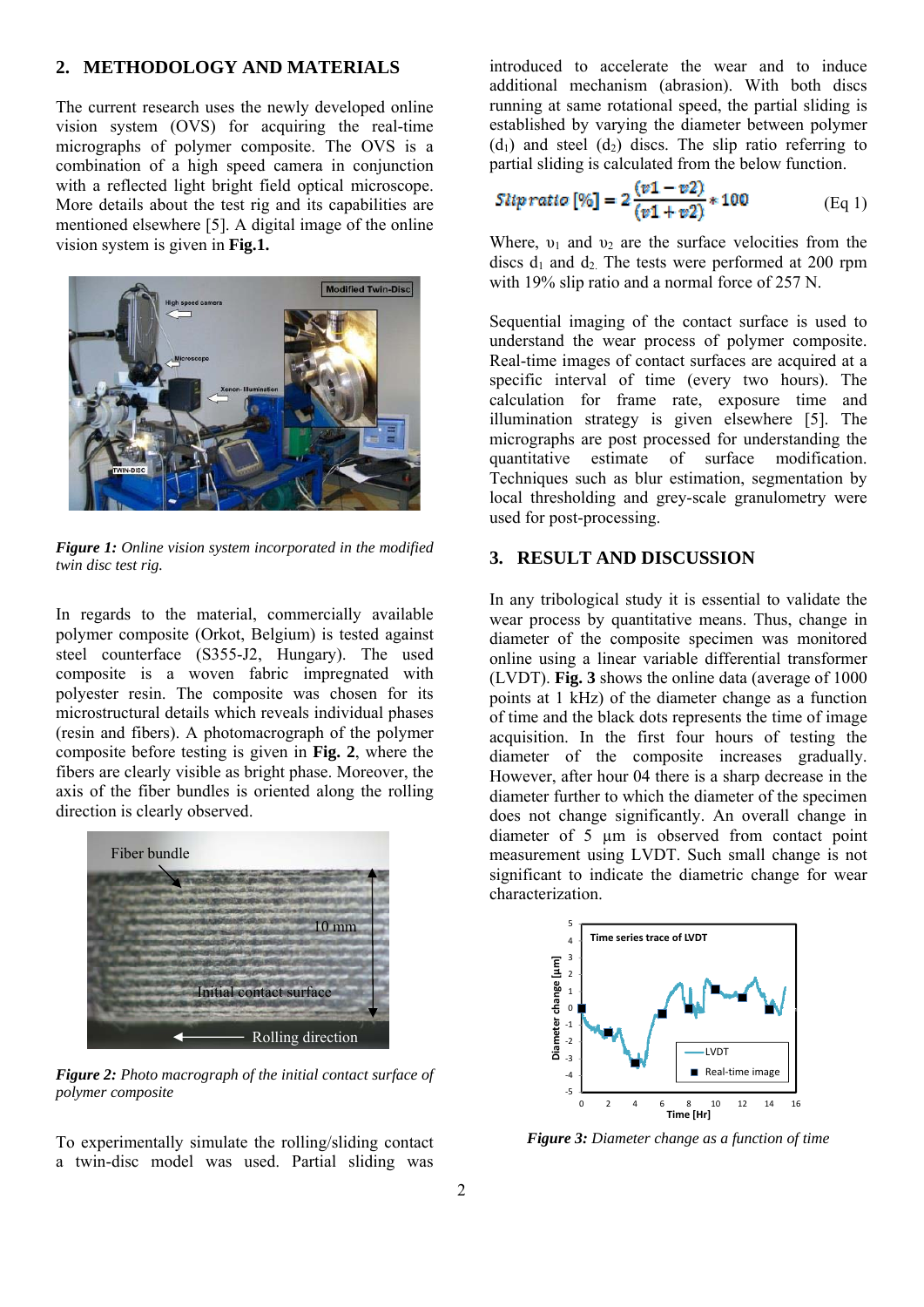## 2. METHODOLOGY AND MATERIALS

The current research uses the newly developed online vision system (OVS) for acquiring the real-time micrographs of polymer composite. The OVS is a combination of a high speed camera in conjunction with a reflected light bright field optical microscope. More details about the test rig and its capabilities are mentioned elsewhere [5]. A digital image of the online vision system is given in **Fig.1.**

*Figure 1: Online vision system incorporated in the modified twin disc test rig.*

In regards to the material, commercially available polymer composite (Orkot, Belgium) is tested against steel counterface (S355-J2, Hungary). The used composite is a woven fabric impregnated with polyester resin. The composite was chosen for its microstructural details which reveals individual phases (resin and fibers). A photomacrograph of the polymer composite before testing is given in **Fig. 2**, where the fibers are clearly visible as bright phase. Moreover, the axis of the fiber bundles is oriented along the rolling direction is clearly observed.

*Figure 2: Photo macrograph of the initial contact surface of polymer composite*

To experimentally simulate the rolling/sliding contact a twin-disc model was used. Partial sliding was introduced to accelerate the wear and to induce additional mechanism (abrasion). With both discs running at same rotational speed, the partial sliding is established by varying the diameter between polymer ($d_1$) and steel ($d_2$) discs. The slip ratio referring to partial sliding is calculated from the below function.

$$Slip\ ratio\ [\%] = 2\frac{(v1 - v2)}{(v1 + v2)} * 100 \qquad \text{(Eq 1)}$$

Where, $\upsilon_1$ and $\upsilon_2$ are the surface velocities from the discs $d_1$ and $d_2$. The tests were performed at 200 rpm with 19% slip ratio and a normal force of 257 N.

Sequential imaging of the contact surface is used to understand the wear process of polymer composite. Real-time images of contact surfaces are acquired at a specific interval of time (every two hours). The calculation for frame rate, exposure time and illumination strategy is given elsewhere [5]. The micrographs are post processed for understanding the quantitative estimate of surface modification. Techniques such as blur estimation, segmentation by local thresholding and grey-scale granulometry were used for post-processing.

## 3. RESULT AND DISCUSSION

In any tribological study it is essential to validate the wear process by quantitative means. Thus, change in diameter of the composite specimen was monitored online using a linear variable differential transformer (LVDT). **Fig. 3** shows the online data (average of 1000 points at 1 kHz) of the diameter change as a function of time and the black dots represents the time of image acquisition. In the first four hours of testing the diameter of the composite increases gradually. However, after hour 04 there is a sharp decrease in the diameter further to which the diameter of the specimen does not change significantly. An overall change in diameter of 5 µm is observed from contact point measurement using LVDT. Such small change is not significant to indicate the diametric change for wear characterization.

*Figure 3: Diameter change as a function of time*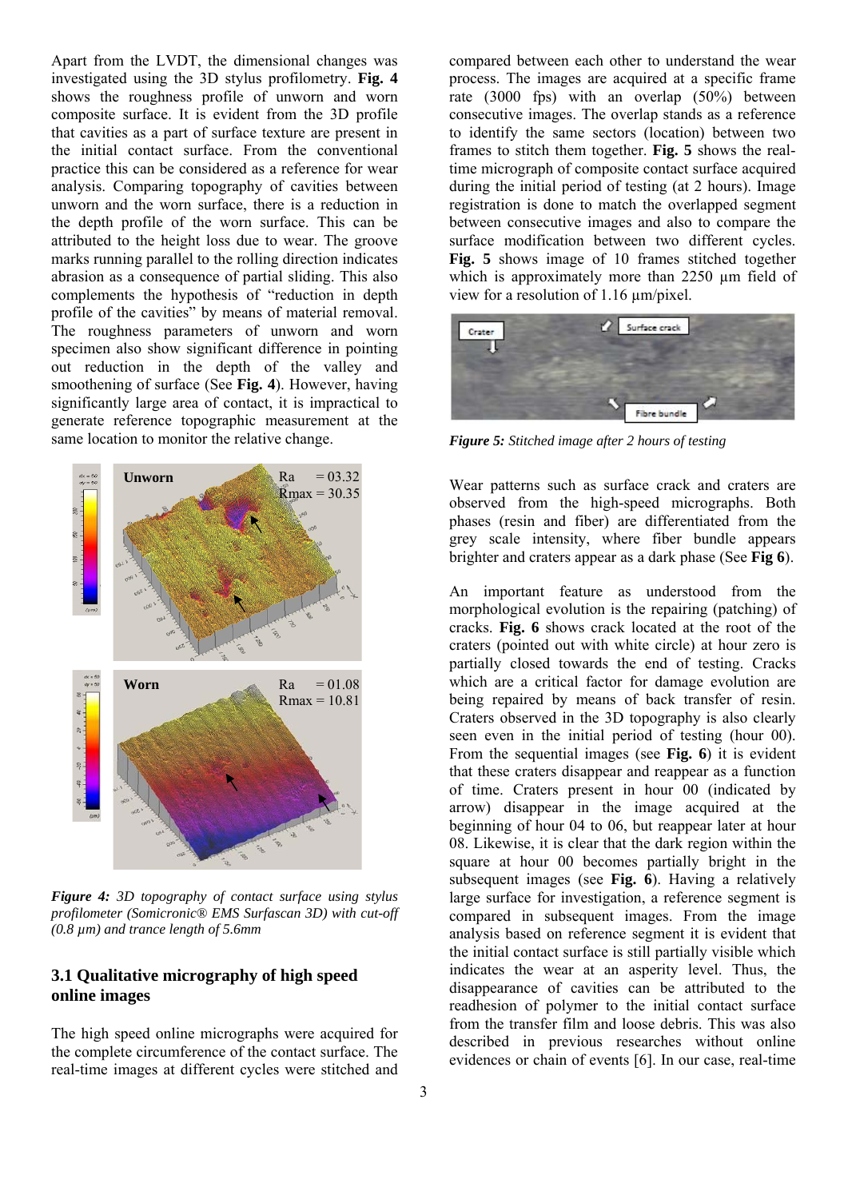Apart from the LVDT, the dimensional changes was investigated using the 3D stylus profilometry. **Fig. 4** shows the roughness profile of unworn and worn composite surface. It is evident from the 3D profile that cavities as a part of surface texture are present in the initial contact surface. From the conventional practice this can be considered as a reference for wear analysis. Comparing topography of cavities between unworn and the worn surface, there is a reduction in the depth profile of the worn surface. This can be attributed to the height loss due to wear. The groove marks running parallel to the rolling direction indicates abrasion as a consequence of partial sliding. This also complements the hypothesis of "reduction in depth profile of the cavities" by means of material removal. The roughness parameters of unworn and worn specimen also show significant difference in pointing out reduction in the depth of the valley and smoothening of surface (See **Fig. 4**). However, having significantly large area of contact, it is impractical to generate reference topographic measurement at the same location to monitor the relative change.

*Figure 4: 3D topography of contact surface using stylus profilometer (Somicronic® EMS Surfascan 3D) with cut-off (0.8 µm) and trance length of 5.6mm*

## 3.1 Qualitative micrography of high speed online images

The high speed online micrographs were acquired for the complete circumference of the contact surface. The real-time images at different cycles were stitched and compared between each other to understand the wear process. The images are acquired at a specific frame rate (3000 fps) with an overlap (50%) between consecutive images. The overlap stands as a reference to identify the same sectors (location) between two frames to stitch them together. **Fig. 5** shows the real-time micrograph of composite contact surface acquired during the initial period of testing (at 2 hours). Image registration is done to match the overlapped segment between consecutive images and also to compare the surface modification between two different cycles. **Fig. 5** shows image of 10 frames stitched together which is approximately more than 2250 µm field of view for a resolution of 1.16 µm/pixel.

***Figure 5:*** *Stitched image after 2 hours of testing*

Wear patterns such as surface crack and craters are observed from the high-speed micrographs. Both phases (resin and fiber) are differentiated from the grey scale intensity, where fiber bundle appears brighter and craters appear as a dark phase (See **Fig 6**).

An important feature as understood from the morphological evolution is the repairing (patching) of cracks. **Fig. 6** shows crack located at the root of the craters (pointed out with white circle) at hour zero is partially closed towards the end of testing. Cracks which are a critical factor for damage evolution are being repaired by means of back transfer of resin. Craters observed in the 3D topography is also clearly seen even in the initial period of testing (hour 00). From the sequential images (see **Fig. 6**) it is evident that these craters disappear and reappear as a function of time. Craters present in hour 00 (indicated by arrow) disappear in the image acquired at the beginning of hour 04 to 06, but reappear later at hour 08. Likewise, it is clear that the dark region within the square at hour 00 becomes partially bright in the subsequent images (see **Fig. 6**). Having a relatively large surface for investigation, a reference segment is compared in subsequent images. From the image analysis based on reference segment it is evident that the initial contact surface is still partially visible which indicates the wear at an asperity level. Thus, the disappearance of cavities can be attributed to the readhesion of polymer to the initial contact surface from the transfer film and loose debris. This was also described in previous researches without online evidences or chain of events [6]. In our case, real-time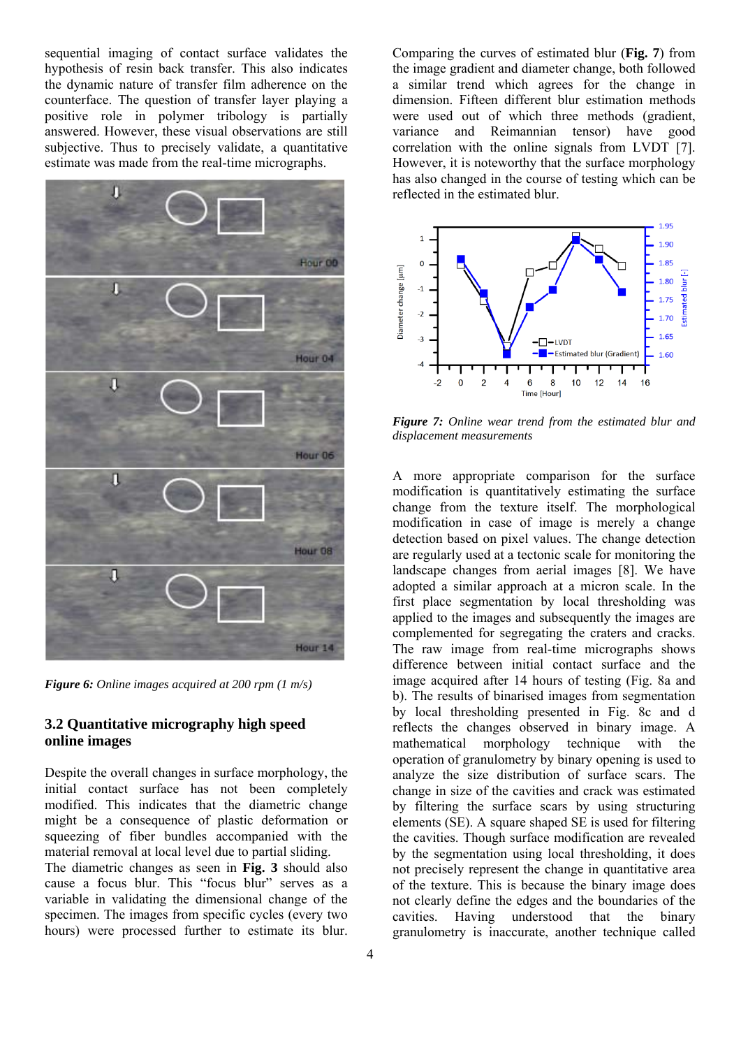sequential imaging of contact surface validates the hypothesis of resin back transfer. This also indicates the dynamic nature of transfer film adherence on the counterface. The question of transfer layer playing a positive role in polymer tribology is partially answered. However, these visual observations are still subjective. Thus to precisely validate, a quantitative estimate was made from the real-time micrographs.

*Figure 6: Online images acquired at 200 rpm (1 m/s)*

## 3.2 Quantitative micrography high speed online images

Despite the overall changes in surface morphology, the initial contact surface has not been completely modified. This indicates that the diametric change might be a consequence of plastic deformation or squeezing of fiber bundles accompanied with the material removal at local level due to partial sliding.
The diametric changes as seen in **Fig. 3** should also cause a focus blur. This "focus blur" serves as a variable in validating the dimensional change of the specimen. The images from specific cycles (every two hours) were processed further to estimate its blur.

Comparing the curves of estimated blur (**Fig. 7**) from the image gradient and diameter change, both followed a similar trend which agrees for the change in dimension. Fifteen different blur estimation methods were used out of which three methods (gradient, variance and Reimannian tensor) have good correlation with the online signals from LVDT [7]. However, it is noteworthy that the surface morphology has also changed in the course of testing which can be reflected in the estimated blur.

*Figure 7: Online wear trend from the estimated blur and displacement measurements*

A more appropriate comparison for the surface modification is quantitatively estimating the surface change from the texture itself. The morphological modification in case of image is merely a change detection based on pixel values. The change detection are regularly used at a tectonic scale for monitoring the landscape changes from aerial images [8]. We have adopted a similar approach at a micron scale. In the first place segmentation by local thresholding was applied to the images and subsequently the images are complemented for segregating the craters and cracks. The raw image from real-time micrographs shows difference between initial contact surface and the image acquired after 14 hours of testing (Fig. 8a and b). The results of binarised images from segmentation by local thresholding presented in Fig. 8c and d reflects the changes observed in binary image. A mathematical morphology technique with the operation of granulometry by binary opening is used to analyze the size distribution of surface scars. The change in size of the cavities and crack was estimated by filtering the surface scars by using structuring elements (SE). A square shaped SE is used for filtering the cavities. Though surface modification are revealed by the segmentation using local thresholding, it does not precisely represent the change in quantitative area of the texture. This is because the binary image does not clearly define the edges and the boundaries of the cavities. Having understood that the binary granulometry is inaccurate, another technique called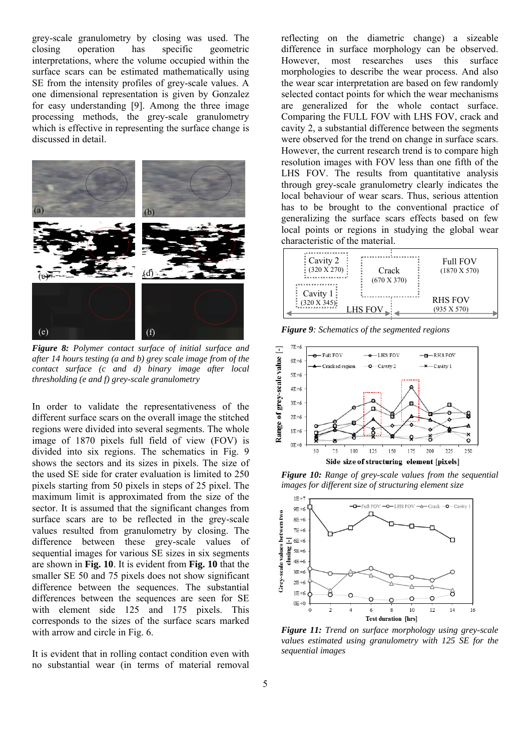grey-scale granulometry by closing was used. The closing operation has specific geometric interpretations, where the volume occupied within the surface scars can be estimated mathematically using SE from the intensity profiles of grey-scale values. A one dimensional representation is given by Gonzalez for easy understanding [9]. Among the three image processing methods, the grey-scale granulometry which is effective in representing the surface change is discussed in detail.

***Figure 8:*** *Polymer contact surface of initial surface and after 14 hours testing (a and b) grey scale image from of the contact surface (c and d) binary image after local thresholding (e and f) grey-scale granulometry*

In order to validate the representativeness of the different surface scars on the overall image the stitched regions were divided into several segments. The whole image of 1870 pixels full field of view (FOV) is divided into six regions. The schematics in Fig. 9 shows the sectors and its sizes in pixels. The size of the used SE side for crater evaluation is limited to 250 pixels starting from 50 pixels in steps of 25 pixel. The maximum limit is approximated from the size of the sector. It is assumed that the significant changes from surface scars are to be reflected in the grey-scale values resulted from granulometry by closing. The difference between these grey-scale values of sequential images for various SE sizes in six segments are shown in **Fig. 10**. It is evident from **Fig. 10** that the smaller SE 50 and 75 pixels does not show significant difference between the sequences. The substantial differences between the sequences are seen for SE with element side 125 and 175 pixels. This corresponds to the sizes of the surface scars marked with arrow and circle in Fig. 6.

It is evident that in rolling contact condition even with no substantial wear (in terms of material removal reflecting on the diametric change) a sizeable difference in surface morphology can be observed. However, most researches uses this surface morphologies to describe the wear process. And also the wear scar interpretation are based on few randomly selected contact points for which the wear mechanisms are generalized for the whole contact surface. Comparing the FULL FOV with LHS FOV, crack and cavity 2, a substantial difference between the segments were observed for the trend on change in surface scars. However, the current research trend is to compare high resolution images with FOV less than one fifth of the LHS FOV. The results from quantitative analysis through grey-scale granulometry clearly indicates the local behaviour of wear scars. Thus, serious attention has to be brought to the conventional practice of generalizing the surface scars effects based on few local points or regions in studying the global wear characteristic of the material.

***Figure 9****: Schematics of the segmented regions*

***Figure 10:*** *Range of grey-scale values from the sequential images for different size of structuring element size*

***Figure 11:*** *Trend on surface morphology using grey-scale values estimated using granulometry with 125 SE for the sequential images*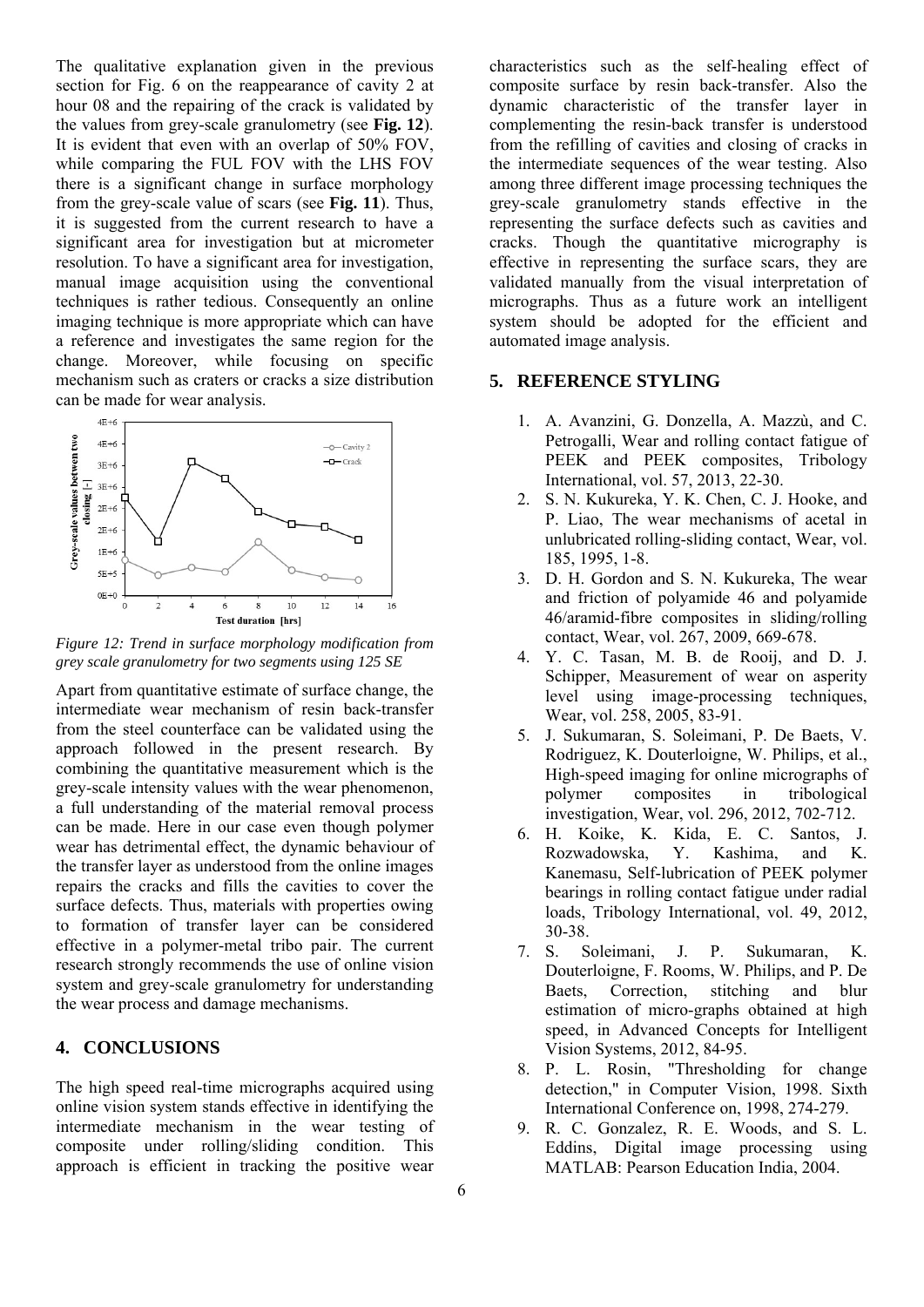The qualitative explanation given in the previous section for Fig. 6 on the reappearance of cavity 2 at hour 08 and the repairing of the crack is validated by the values from grey-scale granulometry (see **Fig. 12**). It is evident that even with an overlap of 50% FOV, while comparing the FUL FOV with the LHS FOV there is a significant change in surface morphology from the grey-scale value of scars (see **Fig. 11**). Thus, it is suggested from the current research to have a significant area for investigation but at micrometer resolution. To have a significant area for investigation, manual image acquisition using the conventional techniques is rather tedious. Consequently an online imaging technique is more appropriate which can have a reference and investigates the same region for the change. Moreover, while focusing on specific mechanism such as craters or cracks a size distribution can be made for wear analysis.

4E+6
4E+6
3E+6
3E+6
2E+6
2E+6
1E+6
5E+5
0E+0
0 2 4 6 8 10 12 14 16
Grey-scale values betwen two closing [-]
Test duration [hrs]
Cavity 2
Crack

*Figure 12: Trend in surface morphology modification from grey scale granulometry for two segments using 125 SE*

Apart from quantitative estimate of surface change, the intermediate wear mechanism of resin back-transfer from the steel counterface can be validated using the approach followed in the present research. By combining the quantitative measurement which is the grey-scale intensity values with the wear phenomenon, a full understanding of the material removal process can be made. Here in our case even though polymer wear has detrimental effect, the dynamic behaviour of the transfer layer as understood from the online images repairs the cracks and fills the cavities to cover the surface defects. Thus, materials with properties owing to formation of transfer layer can be considered effective in a polymer-metal tribo pair. The current research strongly recommends the use of online vision system and grey-scale granulometry for understanding the wear process and damage mechanisms.

## 4. CONCLUSIONS

The high speed real-time micrographs acquired using online vision system stands effective in identifying the intermediate wear mechanism in the wear testing of composite under rolling/sliding condition. This approach is efficient in tracking the positive wear characteristics such as the self-healing effect of composite surface by resin back-transfer. Also the dynamic characteristic of the transfer layer in complementing the resin-back transfer is understood from the refilling of cavities and closing of cracks in the intermediate sequences of the wear testing. Also among three different image processing techniques the grey-scale granulometry stands effective in the representing the surface defects such as cavities and cracks. Though the quantitative micrography is effective in representing the surface scars, they are validated manually from the visual interpretation of micrographs. Thus as a future work an intelligent system should be adopted for the efficient and automated image analysis.

## 5. REFERENCE STYLING

1. A. Avanzini, G. Donzella, A. Mazzù, and C. Petrogalli, Wear and rolling contact fatigue of PEEK and PEEK composites, Tribology International, vol. 57, 2013, 22-30.
2. S. N. Kukureka, Y. K. Chen, C. J. Hooke, and P. Liao, The wear mechanisms of acetal in unlubricated rolling-sliding contact, Wear, vol. 185, 1995, 1-8.
3. D. H. Gordon and S. N. Kukureka, The wear and friction of polyamide 46 and polyamide 46/aramid-fibre composites in sliding/rolling contact, Wear, vol. 267, 2009, 669-678.
4. Y. C. Tasan, M. B. de Rooij, and D. J. Schipper, Measurement of wear on asperity level using image-processing techniques, Wear, vol. 258, 2005, 83-91.
5. J. Sukumaran, S. Soleimani, P. De Baets, V. Rodriguez, K. Douterloigne, W. Philips, et al., High-speed imaging for online micrographs of polymer composites in tribological investigation, Wear, vol. 296, 2012, 702-712.
6. H. Koike, K. Kida, E. C. Santos, J. Rozwadowska, Y. Kashima, and K. Kanemasu, Self-lubrication of PEEK polymer bearings in rolling contact fatigue under radial loads, Tribology International, vol. 49, 2012, 30-38.
7. S. Soleimani, J. P. Sukumaran, K. Douterloigne, F. Rooms, W. Philips, and P. De Baets, Correction, stitching and blur estimation of micro-graphs obtained at high speed, in Advanced Concepts for Intelligent Vision Systems, 2012, 84-95.
8. P. L. Rosin, "Thresholding for change detection," in Computer Vision, 1998. Sixth International Conference on, 1998, 274-279.
9. R. C. Gonzalez, R. E. Woods, and S. L. Eddins, Digital image processing using MATLAB: Pearson Education India, 2004.